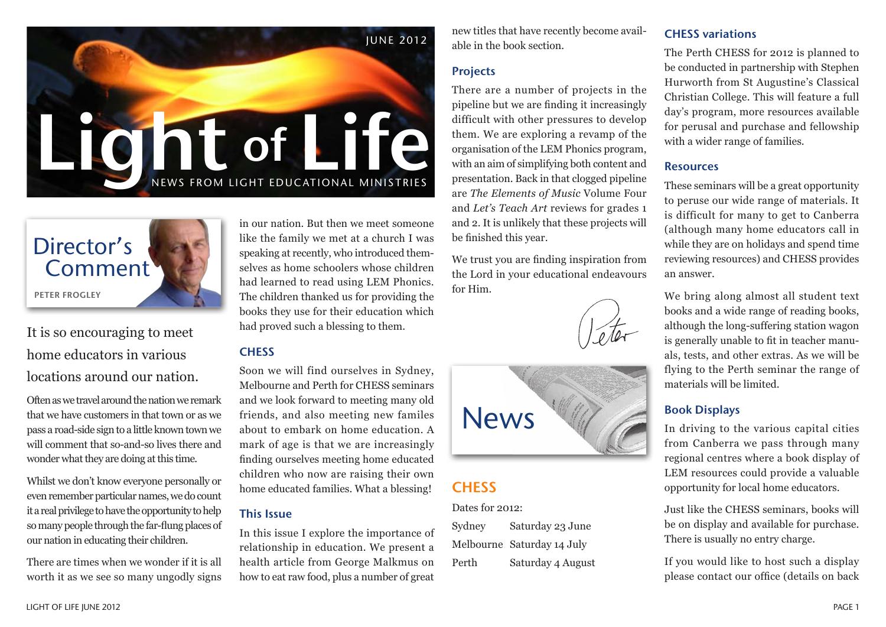JUNE 2012

# Light of Life

NEWS FROM LIGHT EDUCATIONAL MINISTRIES

## Director's Comment

PETER FROGLEY

It is so encouraging to meet home educators in various locations around our nation.

Often as we travel around the nation we remark that we have customers in that town or as we pass a road-side sign to a little known town we will comment that so-and-so lives there and wonder what they are doing at this time.

Whilst we don't know everyone personally or even remember particular names, we do count it a real privilege to have the opportunity to help so many people through the far-flung places of our nation in educating their children.

There are times when we wonder if it is all worth it as we see so many ungodly signs in our nation. But then we meet someone like the family we met at a church I was speaking at recently, who introduced themselves as home schoolers whose children had learned to read using LEM Phonics. The children thanked us for providing the books they use for their education which had proved such a blessing to them.

### CHESS

Soon we will find ourselves in Sydney, Melbourne and Perth for CHESS seminars and we look forward to meeting many old friends, and also meeting new familes about to embark on home education. A mark of age is that we are increasingly finding ourselves meeting home educated children who now are raising their own home educated families. What a blessing!

### This Issue

In this issue I explore the importance of relationship in education. We present a health article from George Malkmus on how to eat raw food, plus a number of great new titles that have recently become available in the book section.

### Projects

There are a number of projects in the pipeline but we are finding it increasingly difficult with other pressures to develop them. We are exploring a revamp of the organisation of the LEM Phonics program, with an aim of simplifying both content and presentation. Back in that clogged pipeline are *The Elements of Music* Volume Four and *Let's Teach Art* reviews for grades 1 and 2. It is unlikely that these projects will be finished this year.

We trust you are finding inspiration from the Lord in your educational endeavours for Him.

Peter

## News

### CHESS

Dates for 2012:

| | |
|---|---|
| Sydney | Saturday 23 June |
| Melbourne | Saturday 14 July |
| Perth | Saturday 4 August |

### CHESS variations

The Perth CHESS for 2012 is planned to be conducted in partnership with Stephen Hurworth from St Augustine's Classical Christian College. This will feature a full day's program, more resources available for perusal and purchase and fellowship with a wider range of families.

### Resources

These seminars will be a great opportunity to peruse our wide range of materials. It is difficult for many to get to Canberra (although many home educators call in while they are on holidays and spend time reviewing resources) and CHESS provides an answer.

We bring along almost all student text books and a wide range of reading books, although the long-suffering station wagon is generally unable to fit in teacher manuals, tests, and other extras. As we will be flying to the Perth seminar the range of materials will be limited.

### Book Displays

In driving to the various capital cities from Canberra we pass through many regional centres where a book display of LEM resources could provide a valuable opportunity for local home educators.

Just like the CHESS seminars, books will be on display and available for purchase. There is usually no entry charge.

If you would like to host such a display please contact our office (details on back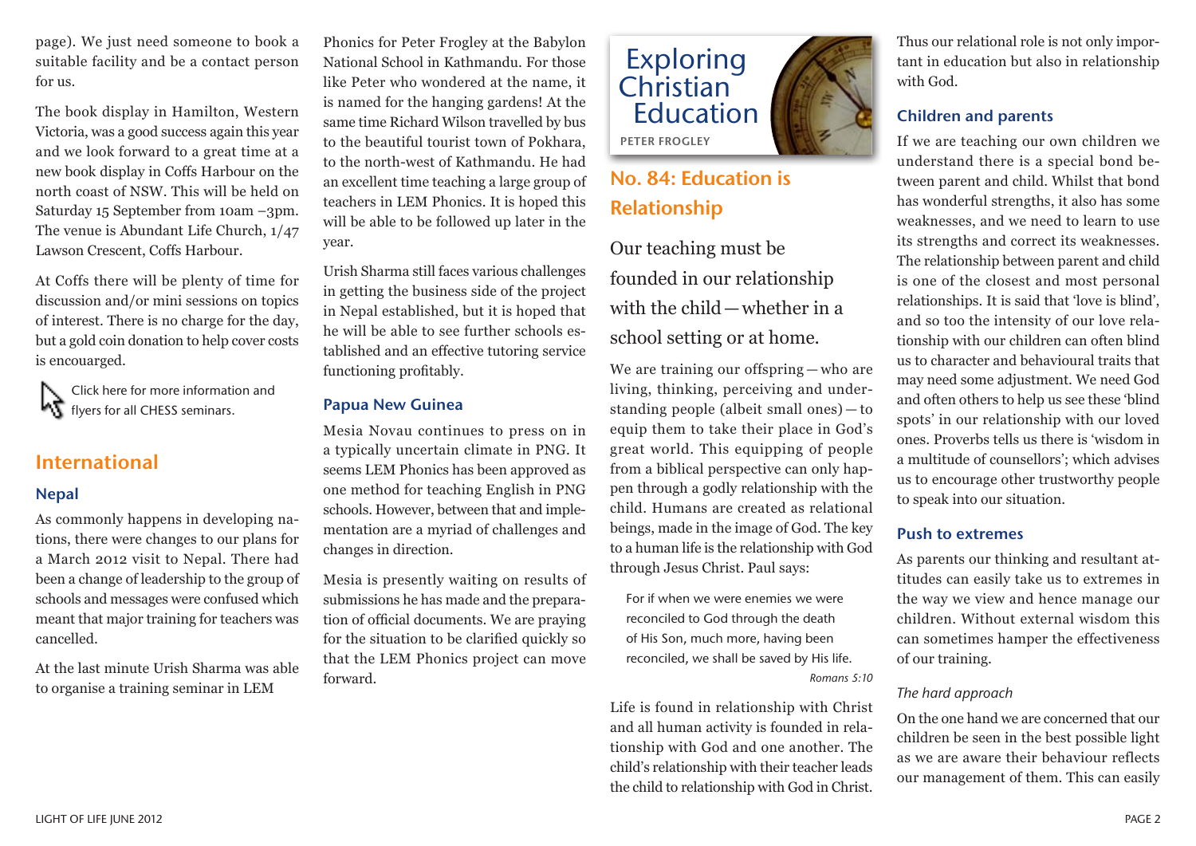page). We just need someone to book a suitable facility and be a contact person for us.

The book display in Hamilton, Western Victoria, was a good success again this year and we look forward to a great time at a new book display in Coffs Harbour on the north coast of NSW. This will be held on Saturday 15 September from 10am –3pm. The venue is Abundant Life Church, 1/47 Lawson Crescent, Coffs Harbour.

At Coffs there will be plenty of time for discussion and/or mini sessions on topics of interest. There is no charge for the day, but a gold coin donation to help cover costs is encouarged.

Click here for more information and flyers for all CHESS seminars.

## International

### Nepal

As commonly happens in developing nations, there were changes to our plans for a March 2012 visit to Nepal. There had been a change of leadership to the group of schools and messages were confused which meant that major training for teachers was cancelled.

At the last minute Urish Sharma was able to organise a training seminar in LEM Phonics for Peter Frogley at the Babylon National School in Kathmandu. For those like Peter who wondered at the name, it is named for the hanging gardens! At the same time Richard Wilson travelled by bus to the beautiful tourist town of Pokhara, to the north-west of Kathmandu. He had an excellent time teaching a large group of teachers in LEM Phonics. It is hoped this will be able to be followed up later in the year.

Urish Sharma still faces various challenges in getting the business side of the project in Nepal established, but it is hoped that he will be able to see further schools established and an effective tutoring service functioning profitably.

### Papua New Guinea

Mesia Novau continues to press on in a typically uncertain climate in PNG. It seems LEM Phonics has been approved as one method for teaching English in PNG schools. However, between that and implementation are a myriad of challenges and changes in direction.

Mesia is presently waiting on results of submissions he has made and the preparation of official documents. We are praying for the situation to be clarified quickly so that the LEM Phonics project can move forward.

# Exploring Christian Education

PETER FROGLEY

## No. 84: Education is Relationship

Our teaching must be founded in our relationship with the child — whether in a school setting or at home.

We are training our offspring — who are living, thinking, perceiving and understanding people (albeit small ones) — to equip them to take their place in God's great world. This equipping of people from a biblical perspective can only happen through a godly relationship with the child. Humans are created as relational beings, made in the image of God. The key to a human life is the relationship with God through Jesus Christ. Paul says:

> For if when we were enemies we were reconciled to God through the death of His Son, much more, having been reconciled, we shall be saved by His life.
>
> *Romans 5:10*

Life is found in relationship with Christ and all human activity is founded in relationship with God and one another. The child's relationship with their teacher leads the child to relationship with God in Christ. Thus our relational role is not only important in education but also in relationship with God.

### Children and parents

If we are teaching our own children we understand there is a special bond between parent and child. Whilst that bond has wonderful strengths, it also has some weaknesses, and we need to learn to use its strengths and correct its weaknesses. The relationship between parent and child is one of the closest and most personal relationships. It is said that 'love is blind', and so too the intensity of our love relationship with our children can often blind us to character and behavioural traits that may need some adjustment. We need God and often others to help us see these 'blind spots' in our relationship with our loved ones. Proverbs tells us there is 'wisdom in a multitude of counsellors'; which advises us to encourage other trustworthy people to speak into our situation.

### Push to extremes

As parents our thinking and resultant attitudes can easily take us to extremes in the way we view and hence manage our children. Without external wisdom this can sometimes hamper the effectiveness of our training.

*The hard approach*

On the one hand we are concerned that our children be seen in the best possible light as we are aware their behaviour reflects our management of them. This can easily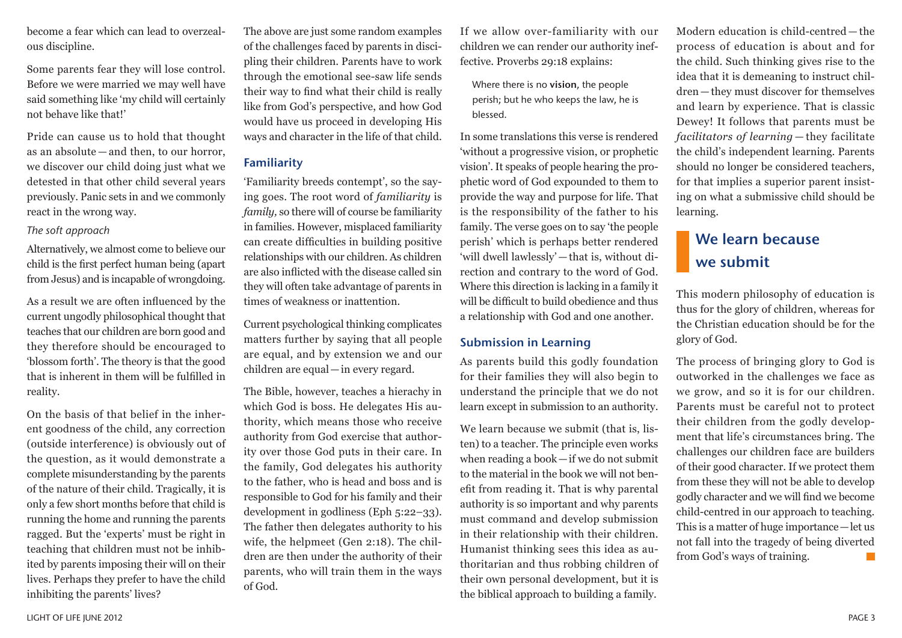become a fear which can lead to overzealous discipline.

Some parents fear they will lose control. Before we were married we may well have said something like 'my child will certainly not behave like that!'

Pride can cause us to hold that thought as an absolute — and then, to our horror, we discover our child doing just what we detested in that other child several years previously. Panic sets in and we commonly react in the wrong way.

*The soft approach*

Alternatively, we almost come to believe our child is the first perfect human being (apart from Jesus) and is incapable of wrongdoing.

As a result we are often influenced by the current ungodly philosophical thought that teaches that our children are born good and they therefore should be encouraged to 'blossom forth'. The theory is that the good that is inherent in them will be fulfilled in reality.

On the basis of that belief in the inherent goodness of the child, any correction (outside interference) is obviously out of the question, as it would demonstrate a complete misunderstanding by the parents of the nature of their child. Tragically, it is only a few short months before that child is running the home and running the parents ragged. But the 'experts' must be right in teaching that children must not be inhibited by parents imposing their will on their lives. Perhaps they prefer to have the child inhibiting the parents' lives?

The above are just some random examples of the challenges faced by parents in discipling their children. Parents have to work through the emotional see-saw life sends their way to find what their child is really like from God's perspective, and how God would have us proceed in developing His ways and character in the life of that child.

### Familiarity

'Familiarity breeds contempt', so the saying goes. The root word of *familiarity* is *family*, so there will of course be familiarity in families. However, misplaced familiarity can create difficulties in building positive relationships with our children. As children are also inflicted with the disease called sin they will often take advantage of parents in times of weakness or inattention.

Current psychological thinking complicates matters further by saying that all people are equal, and by extension we and our children are equal — in every regard.

The Bible, however, teaches a hierachy in which God is boss. He delegates His authority, which means those who receive authority from God exercise that authority over those God puts in their care. In the family, God delegates his authority to the father, who is head and boss and is responsible to God for his family and their development in godliness (Eph 5:22–33). The father then delegates authority to his wife, the helpmeet (Gen 2:18). The children are then under the authority of their parents, who will train them in the ways of God.

If we allow over-familiarity with our children we can render our authority ineffective. Proverbs 29:18 explains:

> Where there is no **vision**, the people perish; but he who keeps the law, he is blessed.

In some translations this verse is rendered 'without a progressive vision, or prophetic vision'. It speaks of people hearing the prophetic word of God expounded to them to provide the way and purpose for life. That is the responsibility of the father to his family. The verse goes on to say 'the people perish' which is perhaps better rendered 'will dwell lawlessly' — that is, without direction and contrary to the word of God. Where this direction is lacking in a family it will be difficult to build obedience and thus a relationship with God and one another.

### Submission in Learning

As parents build this godly foundation for their families they will also begin to understand the principle that we do not learn except in submission to an authority.

We learn because we submit (that is, listen) to a teacher. The principle even works when reading a book — if we do not submit to the material in the book we will not benefit from reading it. That is why parental authority is so important and why parents must command and develop submission in their relationship with their children. Humanist thinking sees this idea as authoritarian and thus robbing children of their own personal development, but it is the biblical approach to building a family.

Modern education is child-centred — the process of education is about and for the child. Such thinking gives rise to the idea that it is demeaning to instruct children — they must discover for themselves and learn by experience. That is classic Dewey! It follows that parents must be *facilitators of learning* — they facilitate the child's independent learning. Parents should no longer be considered teachers, for that implies a superior parent insisting on what a submissive child should be learning.

## We learn because we submit

This modern philosophy of education is thus for the glory of children, whereas for the Christian education should be for the glory of God.

The process of bringing glory to God is outworked in the challenges we face as we grow, and so it is for our children. Parents must be careful not to protect their children from the godly development that life's circumstances bring. The challenges our children face are builders of their good character. If we protect them from these they will not be able to develop godly character and we will find we become child-centred in our approach to teaching. This is a matter of huge importance — let us not fall into the tragedy of being diverted from God's ways of training.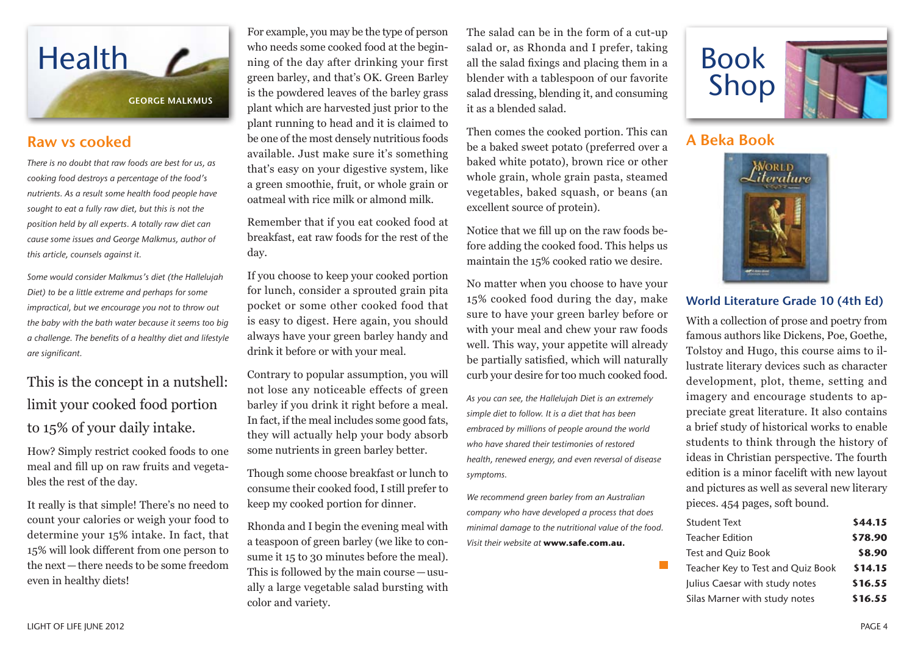# Health

GEORGE MALKMUS

## Raw vs cooked

*There is no doubt that raw foods are best for us, as cooking food destroys a percentage of the food's nutrients. As a result some health food people have sought to eat a fully raw diet, but this is not the position held by all experts. A totally raw diet can cause some issues and George Malkmus, author of this article, counsels against it.*

*Some would consider Malkmus's diet (the Hallelujah Diet) to be a little extreme and perhaps for some impractical, but we encourage you not to throw out the baby with the bath water because it seems too big a challenge. The benefits of a healthy diet and lifestyle are significant.*

This is the concept in a nutshell: limit your cooked food portion to 15% of your daily intake.

How? Simply restrict cooked foods to one meal and fill up on raw fruits and vegetables the rest of the day.

It really is that simple! There's no need to count your calories or weigh your food to determine your 15% intake. In fact, that 15% will look different from one person to the next—there needs to be some freedom even in healthy diets!

For example, you may be the type of person who needs some cooked food at the beginning of the day after drinking your first green barley, and that's OK. Green Barley is the powdered leaves of the barley grass plant which are harvested just prior to the plant running to head and it is claimed to be one of the most densely nutritious foods available. Just make sure it's something that's easy on your digestive system, like a green smoothie, fruit, or whole grain or oatmeal with rice milk or almond milk.

Remember that if you eat cooked food at breakfast, eat raw foods for the rest of the day.

If you choose to keep your cooked portion for lunch, consider a sprouted grain pita pocket or some other cooked food that is easy to digest. Here again, you should always have your green barley handy and drink it before or with your meal.

Contrary to popular assumption, you will not lose any noticeable effects of green barley if you drink it right before a meal. In fact, if the meal includes some good fats, they will actually help your body absorb some nutrients in green barley better.

Though some choose breakfast or lunch to consume their cooked food, I still prefer to keep my cooked portion for dinner.

Rhonda and I begin the evening meal with a teaspoon of green barley (we like to consume it 15 to 30 minutes before the meal). This is followed by the main course—usually a large vegetable salad bursting with color and variety.

The salad can be in the form of a cut-up salad or, as Rhonda and I prefer, taking all the salad fixings and placing them in a blender with a tablespoon of our favorite salad dressing, blending it, and consuming it as a blended salad.

Then comes the cooked portion. This can be a baked sweet potato (preferred over a baked white potato), brown rice or other whole grain, whole grain pasta, steamed vegetables, baked squash, or beans (an excellent source of protein).

Notice that we fill up on the raw foods before adding the cooked food. This helps us maintain the 15% cooked ratio we desire.

No matter when you choose to have your 15% cooked food during the day, make sure to have your green barley before or with your meal and chew your raw foods well. This way, your appetite will already be partially satisfied, which will naturally curb your desire for too much cooked food.

*As you can see, the Hallelujah Diet is an extremely simple diet to follow. It is a diet that has been embraced by millions of people around the world who have shared their testimonies of restored health, renewed energy, and even reversal of disease symptoms.*

*We recommend green barley from an Australian company who have developed a process that does minimal damage to the nutritional value of the food. Visit their website at* **www.safe.com.au.**

# Book Shop

## A Beka Book

### World Literature Grade 10 (4th Ed)

With a collection of prose and poetry from famous authors like Dickens, Poe, Goethe, Tolstoy and Hugo, this course aims to illustrate literary devices such as character development, plot, theme, setting and imagery and encourage students to appreciate great literature. It also contains a brief study of historical works to enable students to think through the history of ideas in Christian perspective. The fourth edition is a minor facelift with new layout and pictures as well as several new literary pieces. 454 pages, soft bound.

| Item | Price |
|---|---|
| Student Text | **$44.15** |
| Teacher Edition | **$78.90** |
| Test and Quiz Book | **$8.90** |
| Teacher Key to Test and Quiz Book | **$14.15** |
| Julius Caesar with study notes | **$16.55** |
| Silas Marner with study notes | **$16.55** |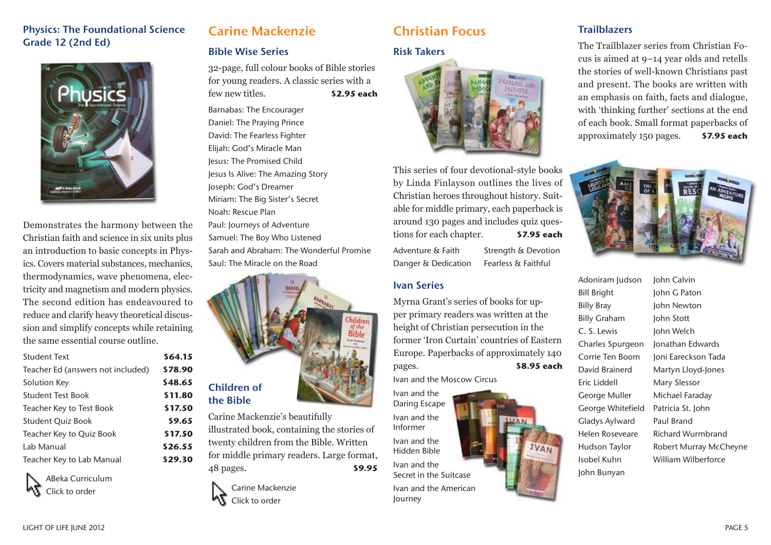## Physics: The Foundational Science Grade 12 (2nd Ed)

Demonstrates the harmony between the Christian faith and science in six units plus an introduction to basic concepts in Physics. Covers material substances, mechanics, electricity and magnetism and modern physics. The second edition has endeavoured to reduce and clarify heavy theoretical discussion and simplify concepts while retaining the same essential course outline.

| | |
|---|---|
| Student Text | $64.15 |
| Teacher Ed (answers not included) | $78.90 |
| Solution Key | $48.65 |
| Student Test Book | $11.80 |
| Teacher Key to Test Book | $17.50 |
| Student Quiz Book | $9.65 |
| Teacher Key to Quiz Book | $17.50 |
| Lab Manual | $26.55 |
| Teacher Key to Lab Manual | $29.30 |

ABeka Curriculum
Click to order

# Carine Mackenzie

### Bible Wise Series

32-page, full colour books of Bible stories for young readers. A classic series with a few new titles. **$2.95 each**

- Barnabas: The Encourager
- Daniel: The Praying Prince
- David: The Fearless Fighter
- Elijah: God's Miracle Man
- Jesus: The Promised Child
- Jesus Is Alive: The Amazing Story
- Joseph: God's Dreamer
- Miriam: The Big Sister's Secret
- Noah: Rescue Plan
- Paul: Journeys of Adventure
- Samuel: The Boy Who Listened
- Sarah and Abraham: The Wonderful Promise
- Saul: The Miracle on the Road

### Children of the Bible

Carine Mackenzie's beautifully illustrated book, containing the stories of twenty children from the Bible. Written for middle primary readers. Large format, 48 pages. **$9.95**

Carine Mackenzie
Click to order

# Christian Focus

### Risk Takers

This series of four devotional-style books by Linda Finlayson outlines the lives of Christian heroes throughout history. Suitable for middle primary, each paperback is around 130 pages and includes quiz questions for each chapter. **$7.95 each**

- Adventure & Faith
- Danger & Dedication
- Strength & Devotion
- Fearless & Faithful

### Ivan Series

Myrna Grant's series of books for upper primary readers was written at the height of Christian persecution in the former 'Iron Curtain' countries of Eastern Europe. Paperbacks of approximately 140 pages. **$8.95 each**

- Ivan and the Moscow Circus
- Ivan and the Daring Escape
- Ivan and the Informer
- Ivan and the Hidden Bible
- Ivan and the Secret in the Suitcase
- Ivan and the American Journey

### Trailblazers

The Trailblazer series from Christian Focus is aimed at 9–14 year olds and retells the stories of well-known Christians past and present. The books are written with an emphasis on faith, facts and dialogue, with 'thinking further' sections at the end of each book. Small format paperbacks of approximately 150 pages. **$7.95 each**

- Adoniram Judson
- Bill Bright
- Billy Bray
- Billy Graham
- C. S. Lewis
- Charles Spurgeon
- Corrie Ten Boom
- David Brainerd
- Eric Liddell
- George Muller
- George Whitefield
- Gladys Aylward
- Helen Roseveare
- Hudson Taylor
- Isobel Kuhn
- John Bunyan
- John Calvin
- John G Paton
- John Newton
- John Stott
- John Welch
- Jonathan Edwards
- Joni Eareckson Tada
- Martyn Lloyd-Jones
- Mary Slessor
- Michael Faraday
- Patricia St. John
- Paul Brand
- Richard Wurmbrand
- Robert Murray McCheyne
- William Wilberforce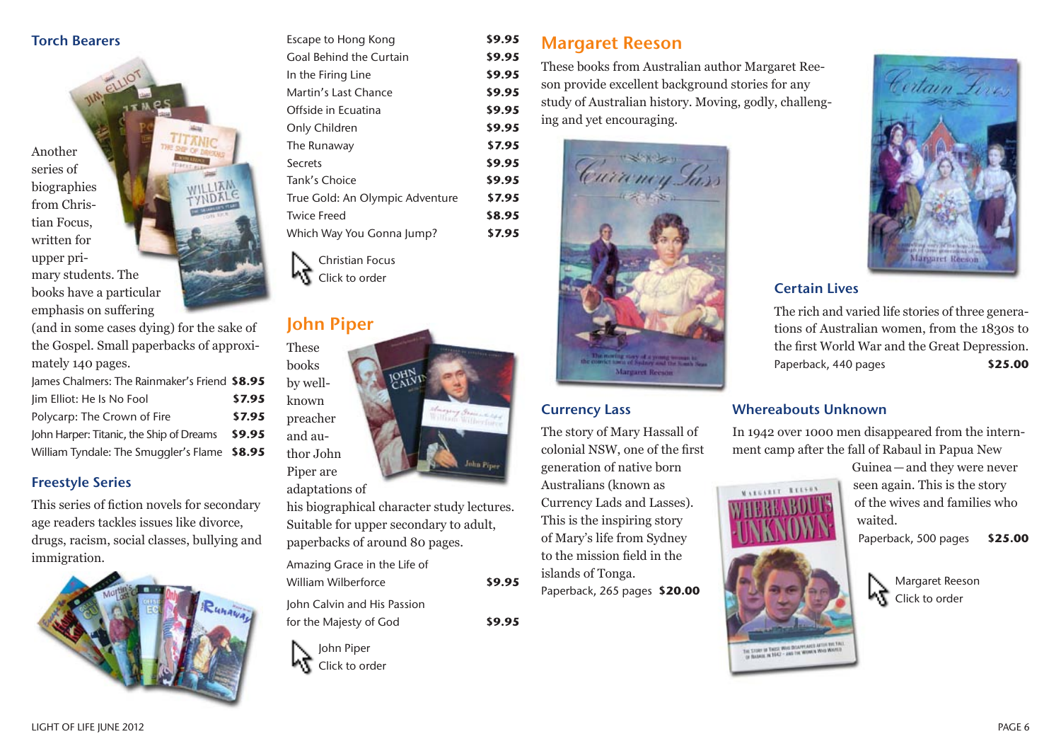## Torch Bearers

Another series of biographies from Christian Focus, written for upper primary students. The books have a particular emphasis on suffering (and in some cases dying) for the sake of the Gospel. Small paperbacks of approximately 140 pages.

| | |
|---|---|
| James Chalmers: The Rainmaker's Friend | **$8.95** |
| Jim Elliot: He Is No Fool | **$7.95** |
| Polycarp: The Crown of Fire | **$7.95** |
| John Harper: Titanic, the Ship of Dreams | **$9.95** |
| William Tyndale: The Smuggler's Flame | **$8.95** |

## Freestyle Series

This series of fiction novels for secondary age readers tackles issues like divorce, drugs, racism, social classes, bullying and immigration.

| | |
|---|---|
| Escape to Hong Kong | **$9.95** |
| Goal Behind the Curtain | **$9.95** |
| In the Firing Line | **$9.95** |
| Martin's Last Chance | **$9.95** |
| Offside in Ecuatina | **$9.95** |
| Only Children | **$9.95** |
| The Runaway | **$7.95** |
| Secrets | **$9.95** |
| Tank's Choice | **$9.95** |
| True Gold: An Olympic Adventure | **$7.95** |
| Twice Freed | **$8.95** |
| Which Way You Gonna Jump? | **$7.95** |

Christian Focus
Click to order

## John Piper

These books by well-known preacher and author John Piper are adaptations of his biographical character study lectures. Suitable for upper secondary to adult, paperbacks of around 80 pages.

| | |
|---|---|
| Amazing Grace in the Life of William Wilberforce | **$9.95** |
| John Calvin and His Passion for the Majesty of God | **$9.95** |

John Piper
Click to order

## Margaret Reeson

These books from Australian author Margaret Reeson provide excellent background stories for any study of Australian history. Moving, godly, challenging and yet encouraging.

### Currency Lass

The story of Mary Hassall of colonial NSW, one of the first generation of native born Australians (known as Currency Lads and Lasses). This is the inspiring story of Mary's life from Sydney to the mission field in the islands of Tonga.

Paperback, 265 pages **$20.00**

### Certain Lives

The rich and varied life stories of three generations of Australian women, from the 1830s to the first World War and the Great Depression.

Paperback, 440 pages **$25.00**

### Whereabouts Unknown

In 1942 over 1000 men disappeared from the internment camp after the fall of Rabaul in Papua New Guinea—and they were never seen again. This is the story of the wives and families who waited.

Paperback, 500 pages **$25.00**

Margaret Reeson
Click to order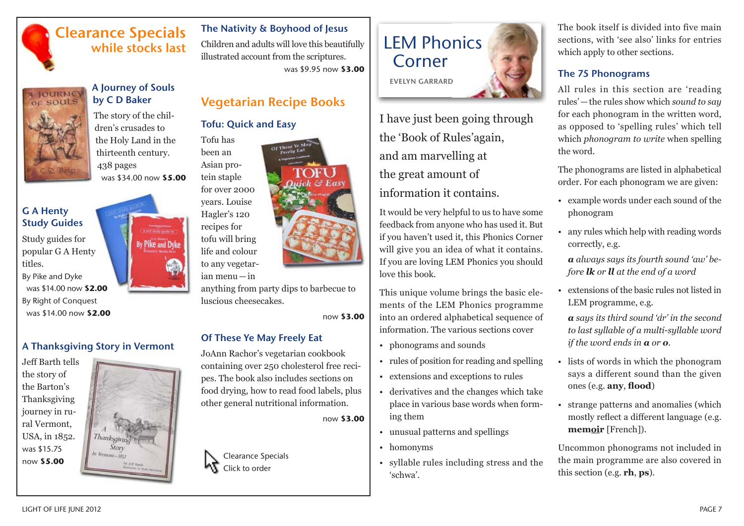# Clearance Specials
## while stocks last

### A Journey of Souls by C D Baker

The story of the children's crusades to the Holy Land in the thirteenth century. 438 pages

was $34.00 now **$5.00**

### G A Henty Study Guides

Study guides for popular G A Henty titles.

By Pike and Dyke
was $14.00 now **$2.00**

By Right of Conquest
was $14.00 now **$2.00**

### A Thanksgiving Story in Vermont

Jeff Barth tells the story of the Barton's Thanksgiving journey in rural Vermont, USA, in 1852.

was $15.75
now **$5.00**

### The Nativity & Boyhood of Jesus

Children and adults will love this beautifully illustrated account from the scriptures.

was $9.95 now **$3.00**

## Vegetarian Recipe Books

### Tofu: Quick and Easy

Tofu has been an Asian protein staple for over 2000 years. Louise Hagler's 120 recipes for tofu will bring life and colour to any vegetarian menu—in anything from party dips to barbecue to luscious cheesecakes.

now **$3.00**

### Of These Ye May Freely Eat

JoAnn Rachor's vegetarian cookbook containing over 250 cholesterol free recipes. The book also includes sections on food drying, how to read food labels, plus other general nutritional information.

now **$3.00**

Clearance Specials
Click to order

# LEM Phonics Corner

EVELYN GARRARD

I have just been going through the 'Book of Rules' again, and am marvelling at the great amount of information it contains.

It would be very helpful to us to have some feedback from anyone who has used it. But if you haven't used it, this Phonics Corner will give you an idea of what it contains. If you are loving LEM Phonics you should love this book.

This unique volume brings the basic elements of the LEM Phonics programme into an ordered alphabetical sequence of information. The various sections cover

- phonograms and sounds
- rules of position for reading and spelling
- extensions and exceptions to rules
- derivatives and the changes which take place in various base words when forming them
- unusual patterns and spellings
- homonyms
- syllable rules including stress and the 'schwa'.

The book itself is divided into five main sections, with 'see also' links for entries which apply to other sections.

### The 75 Phonograms

All rules in this section are 'reading rules'—the rules show which *sound to say* for each phonogram in the written word, as opposed to 'spelling rules' which tell which *phonogram to write* when spelling the word.

The phonograms are listed in alphabetical order. For each phonogram we are given:

- example words under each sound of the phonogram
- any rules which help with reading words correctly, e.g.

  ***a** always says its fourth sound 'aw' before **lk** or **ll** at the end of a word*

- extensions of the basic rules not listed in LEM programme, e.g.

  ***a** says its third sound 'ar' in the second to last syllable of a multi-syllable word if the word ends in **a** or **o**.*

- lists of words in which the phonogram says a different sound than the given ones (e.g. **any**, **flood**)
- strange patterns and anomalies (which mostly reflect a different language (e.g. **mem<u>oir</u>** [French]).

Uncommon phonograms not included in the main programme are also covered in this section (e.g. **rh**, **ps**).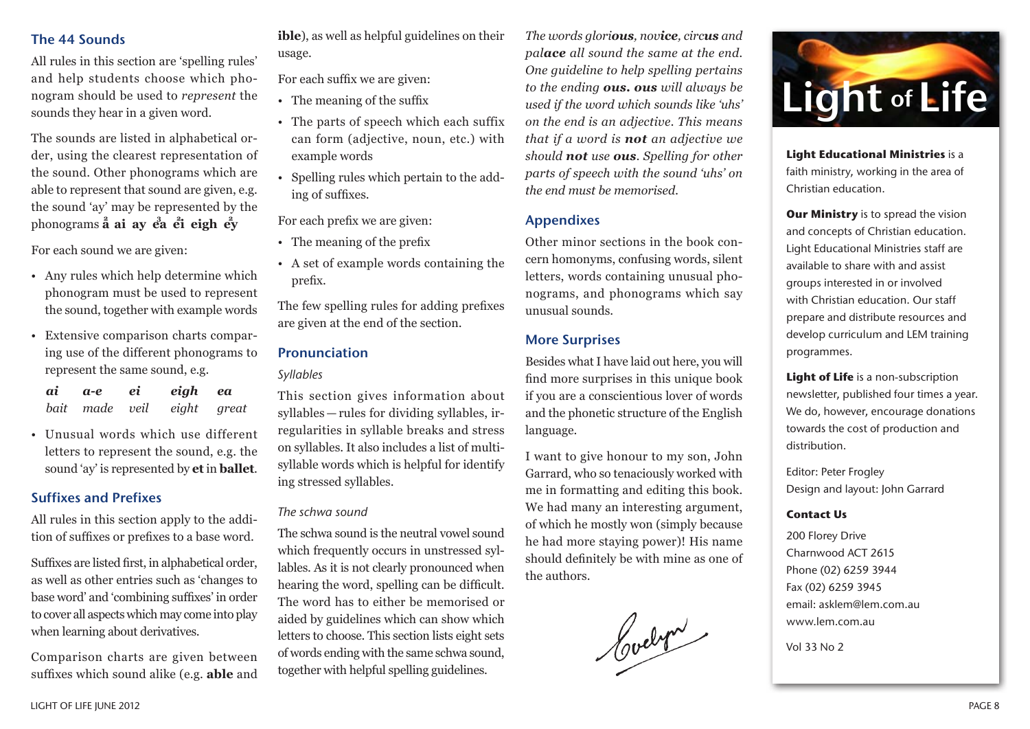## The 44 Sounds

All rules in this section are 'spelling rules' and help students choose which phonogram should be used to *represent* the sounds they hear in a given word.

The sounds are listed in alphabetical order, using the clearest representation of the sound. Other phonograms which are able to represent that sound are given, e.g. the sound 'ay' may be represented by the phonograms **å ai ay ea ei eigh ey**

For each sound we are given:

- Any rules which help determine which phonogram must be used to represent the sound, together with example words
- Extensive comparison charts comparing use of the different phonograms to represent the same sound, e.g.

| | | | | |
|---|---|---|---|---|
| ***ai*** | ***a-e*** | ***ei*** | ***eigh*** | ***ea*** |
| *bait* | *made* | *veil* | *eight* | *great* |

- Unusual words which use different letters to represent the sound, e.g. the sound 'ay' is represented by **et** in **ballet**.

## Suffixes and Prefixes

All rules in this section apply to the addition of suffixes or prefixes to a base word.

Suffixes are listed first, in alphabetical order, as well as other entries such as 'changes to base word' and 'combining suffixes' in order to cover all aspects which may come into play when learning about derivatives.

Comparison charts are given between suffixes which sound alike (e.g. **able** and **ible**), as well as helpful guidelines on their usage.

For each suffix we are given:

- The meaning of the suffix
- The parts of speech which each suffix can form (adjective, noun, etc.) with example words
- Spelling rules which pertain to the adding of suffixes.

For each prefix we are given:

- The meaning of the prefix
- A set of example words containing the prefix.

The few spelling rules for adding prefixes are given at the end of the section.

## Pronunciation

### *Syllables*

This section gives information about syllables — rules for dividing syllables, irregularities in syllable breaks and stress on syllables. It also includes a list of multisyllable words which is helpful for identifying stressed syllables.

### *The schwa sound*

The schwa sound is the neutral vowel sound which frequently occurs in unstressed syllables. As it is not clearly pronounced when hearing the word, spelling can be difficult. The word has to either be memorised or aided by guidelines which can show which letters to choose. This section lists eight sets of words ending with the same schwa sound, together with helpful spelling guidelines.

*The words glori**ous**, nov**ice**, circ**us** and pal**ace** all sound the same at the end. One guideline to help spelling pertains to the ending **ous. ous** will always be used if the word which sounds like 'uhs' on the end is an adjective. This means that if a word is **not** an adjective we should **not** use **ous**. Spelling for other parts of speech with the sound 'uhs' on the end must be memorised.*

## Appendixes

Other minor sections in the book concern homonyms, confusing words, silent letters, words containing unusual phonograms, and phonograms which say unusual sounds.

## More Surprises

Besides what I have laid out here, you will find more surprises in this unique book if you are a conscientious lover of words and the phonetic structure of the English language.

I want to give honour to my son, John Garrard, who so tenaciously worked with me in formatting and editing this book. We had many an interesting argument, of which he mostly won (simply because he had more staying power)! His name should definitely be with mine as one of the authors.

*Evelyn*

---

# Light of Life

**Light Educational Ministries** is a faith ministry, working in the area of Christian education.

**Our Ministry** is to spread the vision and concepts of Christian education. Light Educational Ministries staff are available to share with and assist groups interested in or involved with Christian education. Our staff prepare and distribute resources and develop curriculum and LEM training programmes.

**Light of Life** is a non-subscription newsletter, published four times a year. We do, however, encourage donations towards the cost of production and distribution.

Editor: Peter Frogley
Design and layout: John Garrard

**Contact Us**

200 Florey Drive
Charnwood ACT 2615
Phone (02) 6259 3944
Fax (02) 6259 3945
email: asklem@lem.com.au
www.lem.com.au

Vol 33 No 2